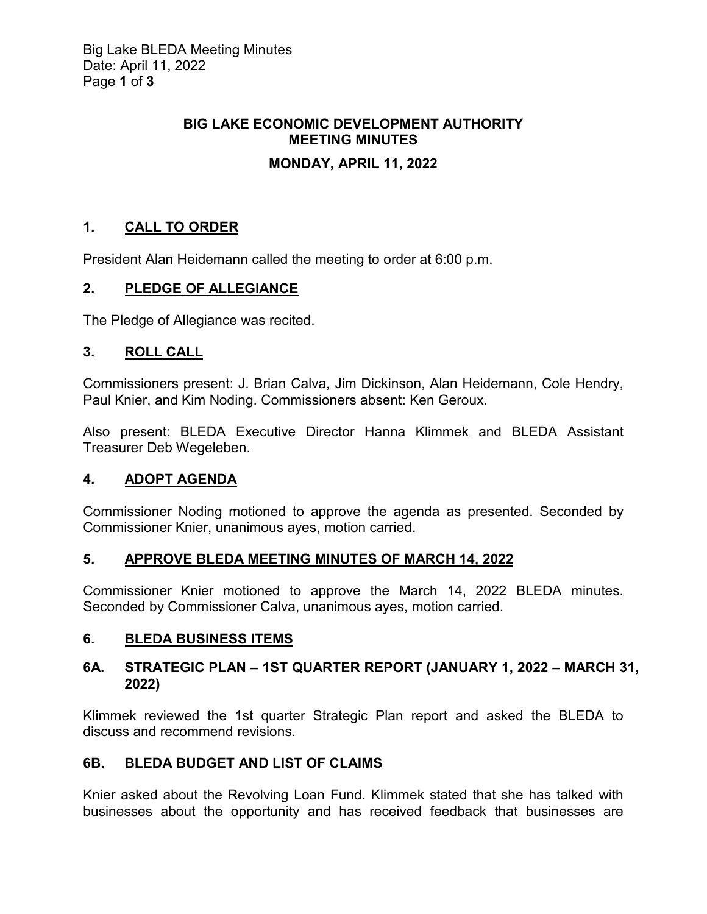# BIG LAKE ECONOMIC DEVELOPMENT AUTHORITY MEETING MINUTES

## MONDAY, APRIL 11, 2022

## 1. CALL TO ORDER

President Alan Heidemann called the meeting to order at 6:00 p.m.

## 2. PLEDGE OF ALLEGIANCE

The Pledge of Allegiance was recited.

## 3. ROLL CALL

Commissioners present: J. Brian Calva, Jim Dickinson, Alan Heidemann, Cole Hendry, Paul Knier, and Kim Noding. Commissioners absent: Ken Geroux.

Also present: BLEDA Executive Director Hanna Klimmek and BLEDA Assistant Treasurer Deb Wegeleben.

## 4. ADOPT AGENDA

Commissioner Noding motioned to approve the agenda as presented. Seconded by Commissioner Knier, unanimous ayes, motion carried.

## 5. APPROVE BLEDA MEETING MINUTES OF MARCH 14, 2022

Commissioner Knier motioned to approve the March 14, 2022 BLEDA minutes. Seconded by Commissioner Calva, unanimous ayes, motion carried.

## 6. BLEDA BUSINESS ITEMS

### 6A. STRATEGIC PLAN – 1ST QUARTER REPORT (JANUARY 1, 2022 – MARCH 31, 2022)

Klimmek reviewed the 1st quarter Strategic Plan report and asked the BLEDA to discuss and recommend revisions.

### 6B. BLEDA BUDGET AND LIST OF CLAIMS

Knier asked about the Revolving Loan Fund. Klimmek stated that she has talked with businesses about the opportunity and has received feedback that businesses are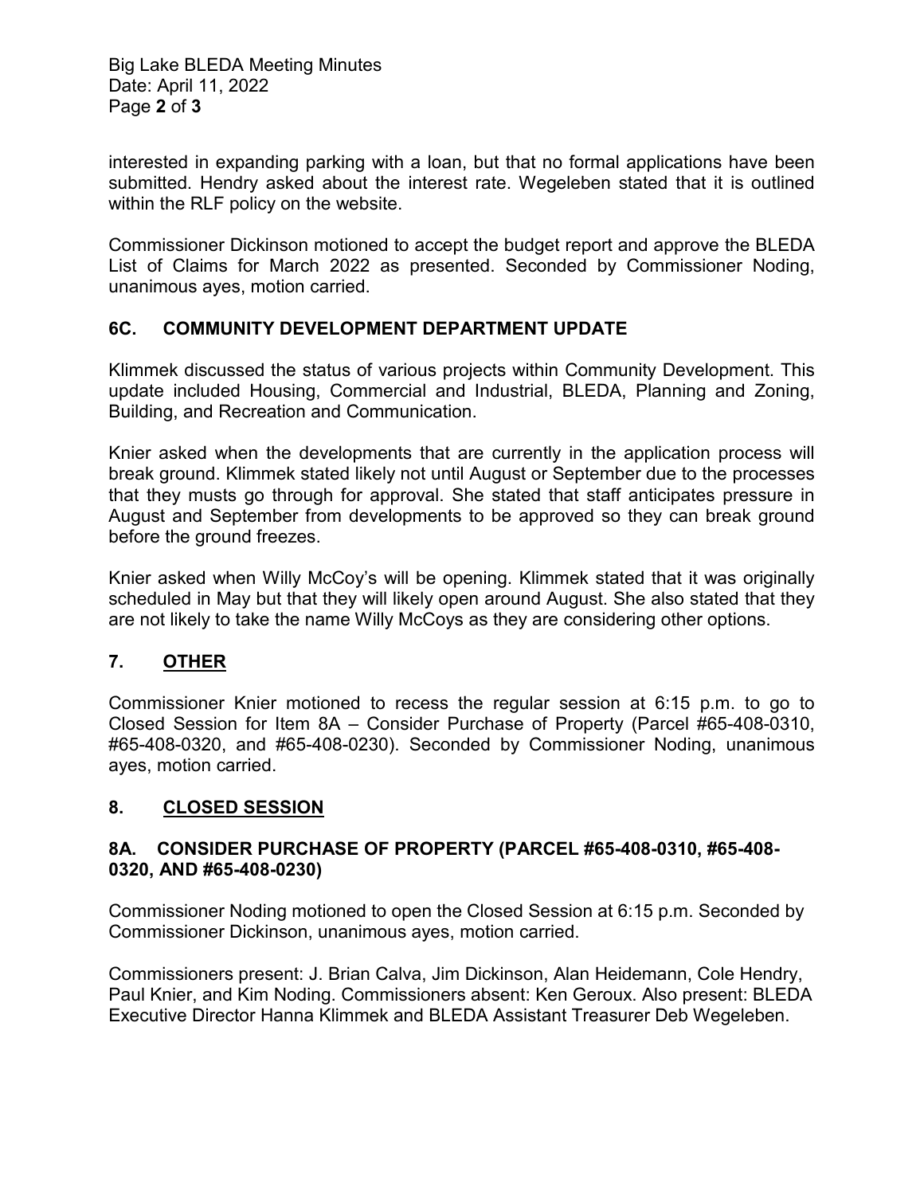interested in expanding parking with a loan, but that no formal applications have been submitted. Hendry asked about the interest rate. Wegeleben stated that it is outlined within the RLF policy on the website.

Commissioner Dickinson motioned to accept the budget report and approve the BLEDA List of Claims for March 2022 as presented. Seconded by Commissioner Noding, unanimous ayes, motion carried.

## 6C. COMMUNITY DEVELOPMENT DEPARTMENT UPDATE

Klimmek discussed the status of various projects within Community Development. This update included Housing, Commercial and Industrial, BLEDA, Planning and Zoning, Building, and Recreation and Communication.

Knier asked when the developments that are currently in the application process will break ground. Klimmek stated likely not until August or September due to the processes that they musts go through for approval. She stated that staff anticipates pressure in August and September from developments to be approved so they can break ground before the ground freezes.

Knier asked when Willy McCoy's will be opening. Klimmek stated that it was originally scheduled in May but that they will likely open around August. She also stated that they are not likely to take the name Willy McCoys as they are considering other options.

## 7. OTHER

Commissioner Knier motioned to recess the regular session at 6:15 p.m. to go to Closed Session for Item 8A – Consider Purchase of Property (Parcel #65-408-0310, #65-408-0320, and #65-408-0230). Seconded by Commissioner Noding, unanimous ayes, motion carried.

## 8. CLOSED SESSION

### 8A. CONSIDER PURCHASE OF PROPERTY (PARCEL #65-408-0310, #65-408-0320, AND #65-408-0230)

Commissioner Noding motioned to open the Closed Session at 6:15 p.m. Seconded by Commissioner Dickinson, unanimous ayes, motion carried.

Commissioners present: J. Brian Calva, Jim Dickinson, Alan Heidemann, Cole Hendry, Paul Knier, and Kim Noding. Commissioners absent: Ken Geroux. Also present: BLEDA Executive Director Hanna Klimmek and BLEDA Assistant Treasurer Deb Wegeleben.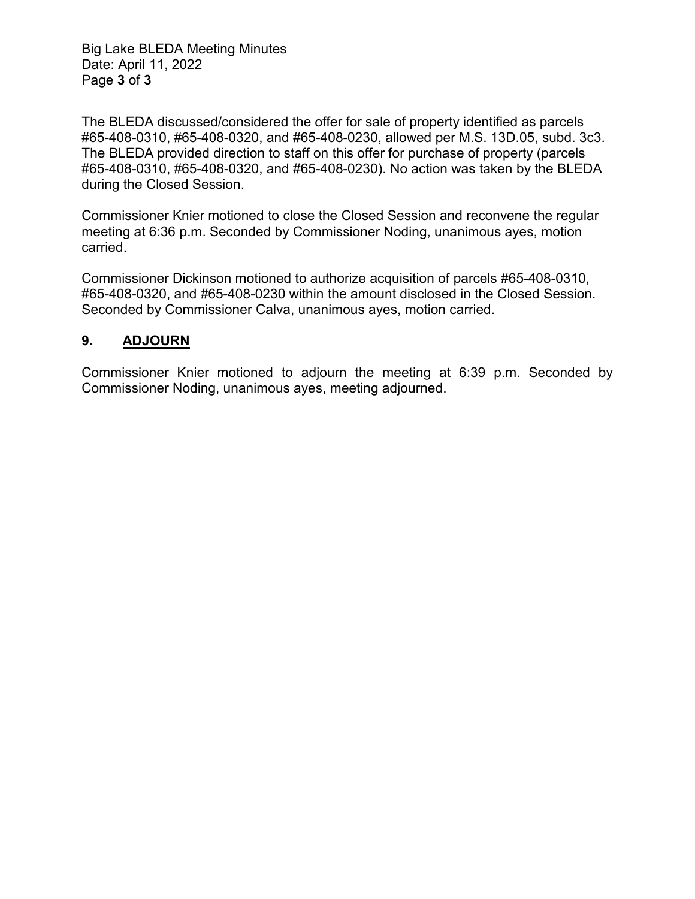The BLEDA discussed/considered the offer for sale of property identified as parcels #65-408-0310, #65-408-0320, and #65-408-0230, allowed per M.S. 13D.05, subd. 3c3. The BLEDA provided direction to staff on this offer for purchase of property (parcels #65-408-0310, #65-408-0320, and #65-408-0230). No action was taken by the BLEDA during the Closed Session.

Commissioner Knier motioned to close the Closed Session and reconvene the regular meeting at 6:36 p.m. Seconded by Commissioner Noding, unanimous ayes, motion carried.

Commissioner Dickinson motioned to authorize acquisition of parcels #65-408-0310, #65-408-0320, and #65-408-0230 within the amount disclosed in the Closed Session. Seconded by Commissioner Calva, unanimous ayes, motion carried.

## 9. ADJOURN

Commissioner Knier motioned to adjourn the meeting at 6:39 p.m. Seconded by Commissioner Noding, unanimous ayes, meeting adjourned.